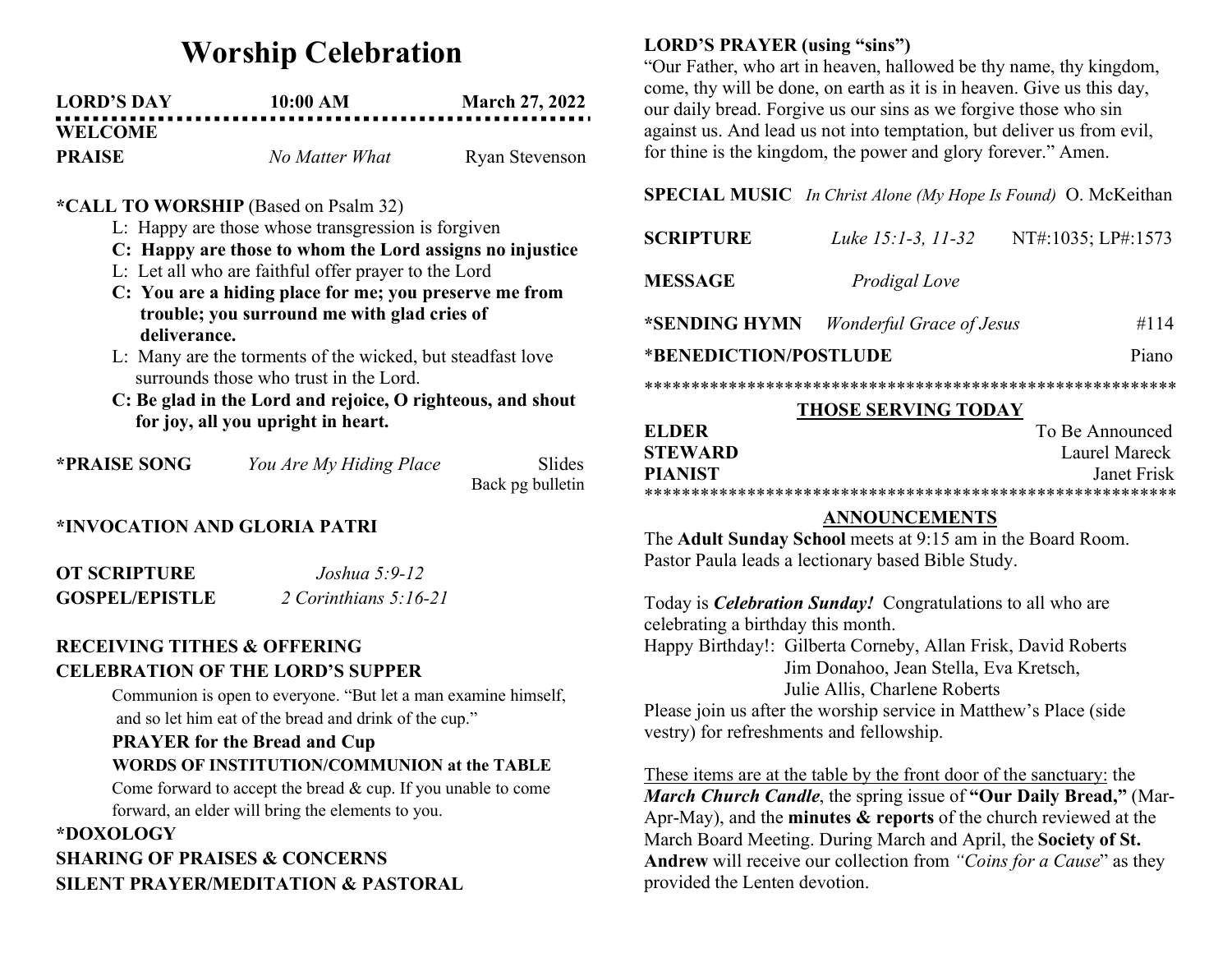# Worship Celebration

**LORD'S DAY** **10:00 AM** **March 27, 2022**

**WELCOME**

**PRAISE** *No Matter What* Ryan Stevenson

**\*CALL TO WORSHIP** (Based on Psalm 32)

L: Happy are those whose transgression is forgiven

**C: Happy are those to whom the Lord assigns no injustice**

L: Let all who are faithful offer prayer to the Lord

**C: You are a hiding place for me; you preserve me from trouble; you surround me with glad cries of deliverance.**

L: Many are the torments of the wicked, but steadfast love surrounds those who trust in the Lord.

**C: Be glad in the Lord and rejoice, O righteous, and shout for joy, all you upright in heart.**

**\*PRAISE SONG** *You Are My Hiding Place* Slides
Back pg bulletin

**\*INVOCATION AND GLORIA PATRI**

**OT SCRIPTURE** *Joshua 5:9-12*

**GOSPEL/EPISTLE** *2 Corinthians 5:16-21*

**RECEIVING TITHES & OFFERING**

**CELEBRATION OF THE LORD'S SUPPER**

Communion is open to everyone. "But let a man examine himself, and so let him eat of the bread and drink of the cup."

**PRAYER for the Bread and Cup**

**WORDS OF INSTITUTION/COMMUNION at the TABLE**

Come forward to accept the bread & cup. If you unable to come forward, an elder will bring the elements to you.

**\*DOXOLOGY**

**SHARING OF PRAISES & CONCERNS**

**SILENT PRAYER/MEDITATION & PASTORAL**

**LORD'S PRAYER (using "sins")**

"Our Father, who art in heaven, hallowed be thy name, thy kingdom, come, thy will be done, on earth as it is in heaven. Give us this day, our daily bread. Forgive us our sins as we forgive those who sin against us. And lead us not into temptation, but deliver us from evil, for thine is the kingdom, the power and glory forever." Amen.

**SPECIAL MUSIC** *In Christ Alone (My Hope Is Found)* O. McKeithan

**SCRIPTURE** *Luke 15:1-3, 11-32* NT#:1035; LP#:1573

**MESSAGE** *Prodigal Love*

**\*SENDING HYMN** *Wonderful Grace of Jesus* #114

\***BENEDICTION/POSTLUDE** Piano

\*\*\*\*\*\*\*\*\*\*\*\*\*\*\*\*\*\*\*\*\*\*\*\*\*\*\*\*\*\*\*\*\*\*\*\*\*\*\*\*\*\*\*\*\*\*\*\*\*\*\*\*\*\*\*\*\*\*

## THOSE SERVING TODAY

**ELDER** To Be Announced

**STEWARD** Laurel Mareck

**PIANIST** Janet Frisk

\*\*\*\*\*\*\*\*\*\*\*\*\*\*\*\*\*\*\*\*\*\*\*\*\*\*\*\*\*\*\*\*\*\*\*\*\*\*\*\*\*\*\*\*\*\*\*\*\*\*\*\*\*\*\*\*\*\*

## ANNOUNCEMENTS

The **Adult Sunday School** meets at 9:15 am in the Board Room. Pastor Paula leads a lectionary based Bible Study.

Today is ***Celebration Sunday!*** Congratulations to all who are celebrating a birthday this month.

Happy Birthday!: Gilberta Corneby, Allan Frisk, David Roberts
Jim Donahoo, Jean Stella, Eva Kretsch,
Julie Allis, Charlene Roberts

Please join us after the worship service in Matthew's Place (side vestry) for refreshments and fellowship.

These items are at the table by the front door of the sanctuary: the ***March Church Candle***, the spring issue of **"Our Daily Bread,"** (Mar-Apr-May), and the **minutes & reports** of the church reviewed at the March Board Meeting. During March and April, the **Society of St. Andrew** will receive our collection from *"Coins for a Cause*" as they provided the Lenten devotion.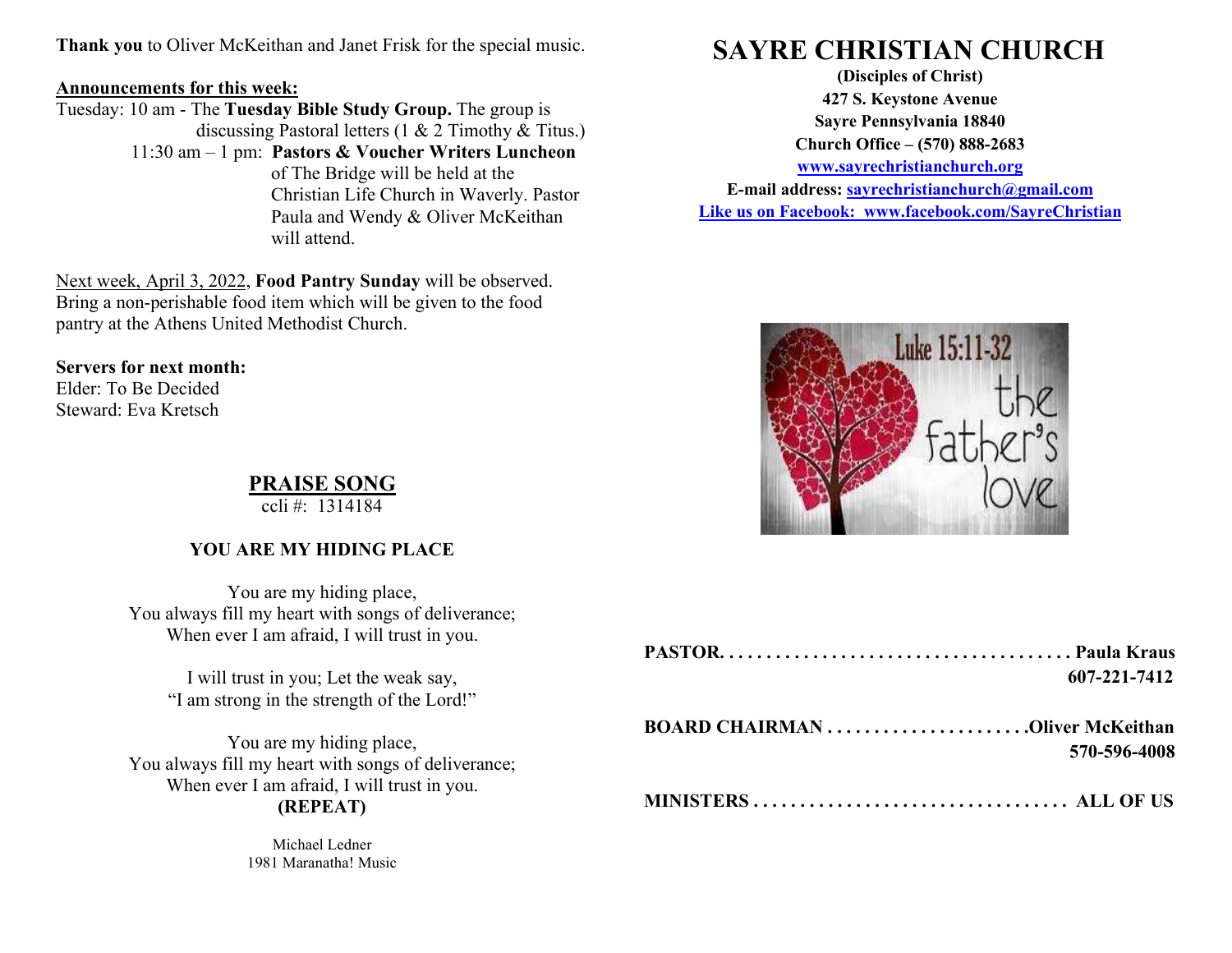**Thank you** to Oliver McKeithan and Janet Frisk for the special music.

**Announcements for this week:**

Tuesday: 10 am - The **Tuesday Bible Study Group.** The group is discussing Pastoral letters (1 & 2 Timothy & Titus.)

11:30 am – 1 pm: **Pastors & Voucher Writers Luncheon** of The Bridge will be held at the Christian Life Church in Waverly. Pastor Paula and Wendy & Oliver McKeithan will attend.

Next week, April 3, 2022, **Food Pantry Sunday** will be observed. Bring a non-perishable food item which will be given to the food pantry at the Athens United Methodist Church.

**Servers for next month:**
Elder: To Be Decided
Steward: Eva Kretsch

## PRAISE SONG

ccli #: 1314184

### YOU ARE MY HIDING PLACE

You are my hiding place,
You always fill my heart with songs of deliverance;
When ever I am afraid, I will trust in you.

I will trust in you; Let the weak say,
"I am strong in the strength of the Lord!"

You are my hiding place,
You always fill my heart with songs of deliverance;
When ever I am afraid, I will trust in you.
**(REPEAT)**

Michael Ledner
1981 Maranatha! Music

# SAYRE CHRISTIAN CHURCH

**(Disciples of Christ)**
**427 S. Keystone Avenue**
**Sayre Pennsylvania 18840**
**Church Office – (570) 888-2683**
**www.sayrechristianchurch.org**
**E-mail address: sayrechristianchurch@gmail.com**
**Like us on Facebook: www.facebook.com/SayreChristian**

Luke 15:11-32
the father's love

**PASTOR. . . . . . . . . . . . . . . . . . . . . . . . . . . . . . . . . . . . . Paula Kraus**
**607-221-7412**

**BOARD CHAIRMAN . . . . . . . . . . . . . . . . . . . . . .Oliver McKeithan**
**570-596-4008**

**MINISTERS . . . . . . . . . . . . . . . . . . . . . . . . . . . . . . . . . ALL OF US**